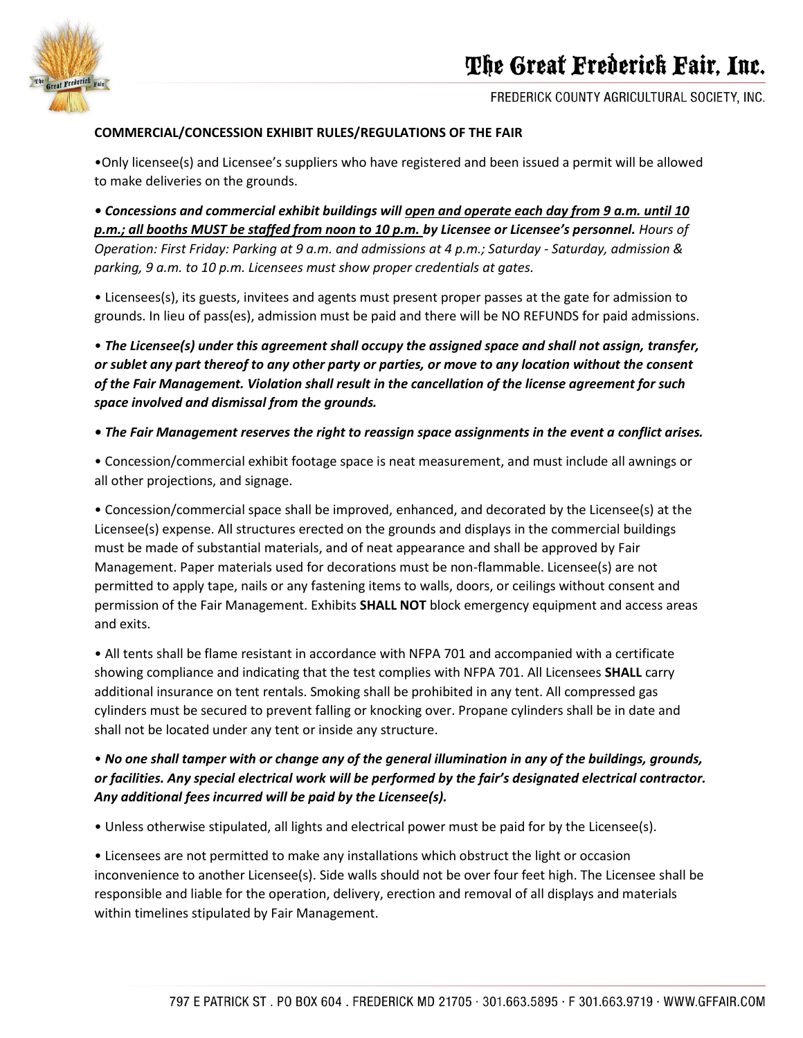# The Great Frederick Fair, Inc.

FREDERICK COUNTY AGRICULTURAL SOCIETY, INC.

**COMMERCIAL/CONCESSION EXHIBIT RULES/REGULATIONS OF THE FAIR**

•Only licensee(s) and Licensee's suppliers who have registered and been issued a permit will be allowed to make deliveries on the grounds.

***• Concessions and commercial exhibit buildings will open and operate each day from 9 a.m. until 10 p.m.; all booths MUST be staffed from noon to 10 p.m. by Licensee or Licensee's personnel.*** *Hours of Operation: First Friday: Parking at 9 a.m. and admissions at 4 p.m.; Saturday - Saturday, admission & parking, 9 a.m. to 10 p.m. Licensees must show proper credentials at gates.*

• Licensees(s), its guests, invitees and agents must present proper passes at the gate for admission to grounds. In lieu of pass(es), admission must be paid and there will be NO REFUNDS for paid admissions.

***• The Licensee(s) under this agreement shall occupy the assigned space and shall not assign, transfer, or sublet any part thereof to any other party or parties, or move to any location without the consent of the Fair Management. Violation shall result in the cancellation of the license agreement for such space involved and dismissal from the grounds.***

***• The Fair Management reserves the right to reassign space assignments in the event a conflict arises.***

• Concession/commercial exhibit footage space is neat measurement, and must include all awnings or all other projections, and signage.

• Concession/commercial space shall be improved, enhanced, and decorated by the Licensee(s) at the Licensee(s) expense. All structures erected on the grounds and displays in the commercial buildings must be made of substantial materials, and of neat appearance and shall be approved by Fair Management. Paper materials used for decorations must be non-flammable. Licensee(s) are not permitted to apply tape, nails or any fastening items to walls, doors, or ceilings without consent and permission of the Fair Management. Exhibits **SHALL NOT** block emergency equipment and access areas and exits.

• All tents shall be flame resistant in accordance with NFPA 701 and accompanied with a certificate showing compliance and indicating that the test complies with NFPA 701. All Licensees **SHALL** carry additional insurance on tent rentals. Smoking shall be prohibited in any tent. All compressed gas cylinders must be secured to prevent falling or knocking over. Propane cylinders shall be in date and shall not be located under any tent or inside any structure.

***• No one shall tamper with or change any of the general illumination in any of the buildings, grounds, or facilities. Any special electrical work will be performed by the fair's designated electrical contractor. Any additional fees incurred will be paid by the Licensee(s).***

• Unless otherwise stipulated, all lights and electrical power must be paid for by the Licensee(s).

• Licensees are not permitted to make any installations which obstruct the light or occasion inconvenience to another Licensee(s). Side walls should not be over four feet high. The Licensee shall be responsible and liable for the operation, delivery, erection and removal of all displays and materials within timelines stipulated by Fair Management.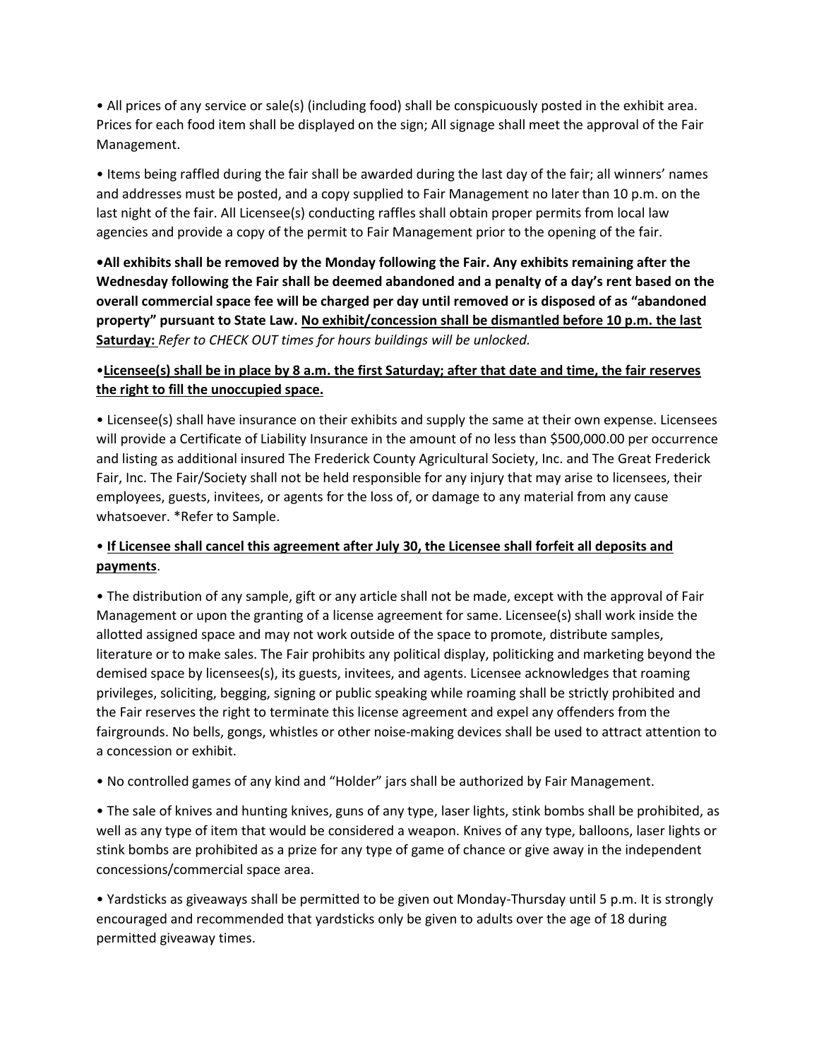• All prices of any service or sale(s) (including food) shall be conspicuously posted in the exhibit area. Prices for each food item shall be displayed on the sign; All signage shall meet the approval of the Fair Management.

• Items being raffled during the fair shall be awarded during the last day of the fair; all winners' names and addresses must be posted, and a copy supplied to Fair Management no later than 10 p.m. on the last night of the fair. All Licensee(s) conducting raffles shall obtain proper permits from local law agencies and provide a copy of the permit to Fair Management prior to the opening of the fair.

**•All exhibits shall be removed by the Monday following the Fair. Any exhibits remaining after the Wednesday following the Fair shall be deemed abandoned and a penalty of a day's rent based on the overall commercial space fee will be charged per day until removed or is disposed of as "abandoned property" pursuant to State Law. <u>No exhibit/concession shall be dismantled before 10 p.m. the last Saturday:</u>** *Refer to CHECK OUT times for hours buildings will be unlocked.*

•**<u>Licensee(s) shall be in place by 8 a.m. the first Saturday; after that date and time, the fair reserves the right to fill the unoccupied space.</u>**

• Licensee(s) shall have insurance on their exhibits and supply the same at their own expense. Licensees will provide a Certificate of Liability Insurance in the amount of no less than $500,000.00 per occurrence and listing as additional insured The Frederick County Agricultural Society, Inc. and The Great Frederick Fair, Inc. The Fair/Society shall not be held responsible for any injury that may arise to licensees, their employees, guests, invitees, or agents for the loss of, or damage to any material from any cause whatsoever. *Refer to Sample.

• **<u>If Licensee shall cancel this agreement after July 30, the Licensee shall forfeit all deposits and payments</u>**.

• The distribution of any sample, gift or any article shall not be made, except with the approval of Fair Management or upon the granting of a license agreement for same. Licensee(s) shall work inside the allotted assigned space and may not work outside of the space to promote, distribute samples, literature or to make sales. The Fair prohibits any political display, politicking and marketing beyond the demised space by licensees(s), its guests, invitees, and agents. Licensee acknowledges that roaming privileges, soliciting, begging, signing or public speaking while roaming shall be strictly prohibited and the Fair reserves the right to terminate this license agreement and expel any offenders from the fairgrounds. No bells, gongs, whistles or other noise-making devices shall be used to attract attention to a concession or exhibit.

• No controlled games of any kind and "Holder" jars shall be authorized by Fair Management.

• The sale of knives and hunting knives, guns of any type, laser lights, stink bombs shall be prohibited, as well as any type of item that would be considered a weapon. Knives of any type, balloons, laser lights or stink bombs are prohibited as a prize for any type of game of chance or give away in the independent concessions/commercial space area.

• Yardsticks as giveaways shall be permitted to be given out Monday-Thursday until 5 p.m. It is strongly encouraged and recommended that yardsticks only be given to adults over the age of 18 during permitted giveaway times.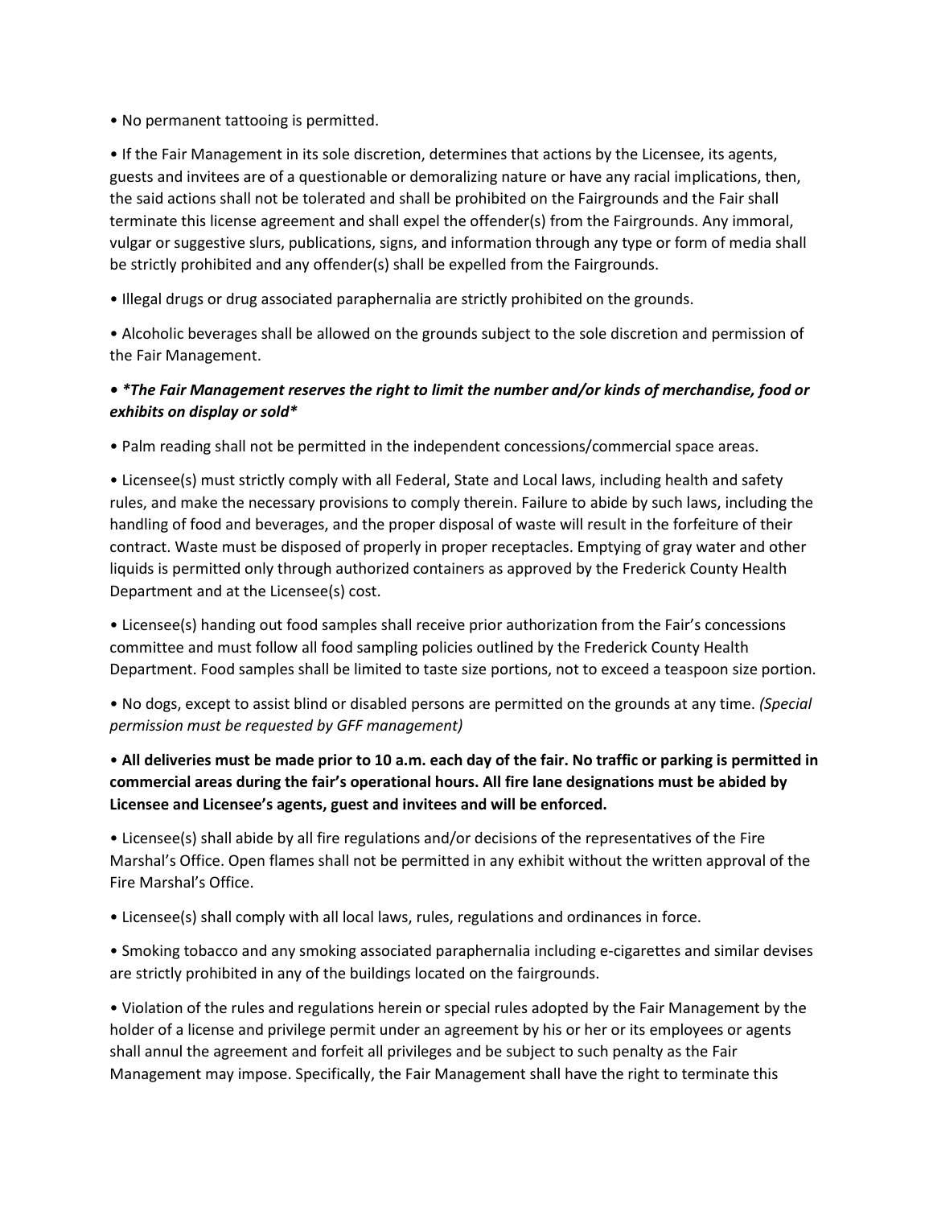• No permanent tattooing is permitted.

• If the Fair Management in its sole discretion, determines that actions by the Licensee, its agents, guests and invitees are of a questionable or demoralizing nature or have any racial implications, then, the said actions shall not be tolerated and shall be prohibited on the Fairgrounds and the Fair shall terminate this license agreement and shall expel the offender(s) from the Fairgrounds. Any immoral, vulgar or suggestive slurs, publications, signs, and information through any type or form of media shall be strictly prohibited and any offender(s) shall be expelled from the Fairgrounds.

• Illegal drugs or drug associated paraphernalia are strictly prohibited on the grounds.

• Alcoholic beverages shall be allowed on the grounds subject to the sole discretion and permission of the Fair Management.

***• *The Fair Management reserves the right to limit the number and/or kinds of merchandise, food or exhibits on display or sold****

• Palm reading shall not be permitted in the independent concessions/commercial space areas.

• Licensee(s) must strictly comply with all Federal, State and Local laws, including health and safety rules, and make the necessary provisions to comply therein. Failure to abide by such laws, including the handling of food and beverages, and the proper disposal of waste will result in the forfeiture of their contract. Waste must be disposed of properly in proper receptacles. Emptying of gray water and other liquids is permitted only through authorized containers as approved by the Frederick County Health Department and at the Licensee(s) cost.

• Licensee(s) handing out food samples shall receive prior authorization from the Fair's concessions committee and must follow all food sampling policies outlined by the Frederick County Health Department. Food samples shall be limited to taste size portions, not to exceed a teaspoon size portion.

• No dogs, except to assist blind or disabled persons are permitted on the grounds at any time. *(Special permission must be requested by GFF management)*

• **All deliveries must be made prior to 10 a.m. each day of the fair. No traffic or parking is permitted in commercial areas during the fair's operational hours. All fire lane designations must be abided by Licensee and Licensee's agents, guest and invitees and will be enforced.**

• Licensee(s) shall abide by all fire regulations and/or decisions of the representatives of the Fire Marshal's Office. Open flames shall not be permitted in any exhibit without the written approval of the Fire Marshal's Office.

• Licensee(s) shall comply with all local laws, rules, regulations and ordinances in force.

• Smoking tobacco and any smoking associated paraphernalia including e-cigarettes and similar devises are strictly prohibited in any of the buildings located on the fairgrounds.

• Violation of the rules and regulations herein or special rules adopted by the Fair Management by the holder of a license and privilege permit under an agreement by his or her or its employees or agents shall annul the agreement and forfeit all privileges and be subject to such penalty as the Fair Management may impose. Specifically, the Fair Management shall have the right to terminate this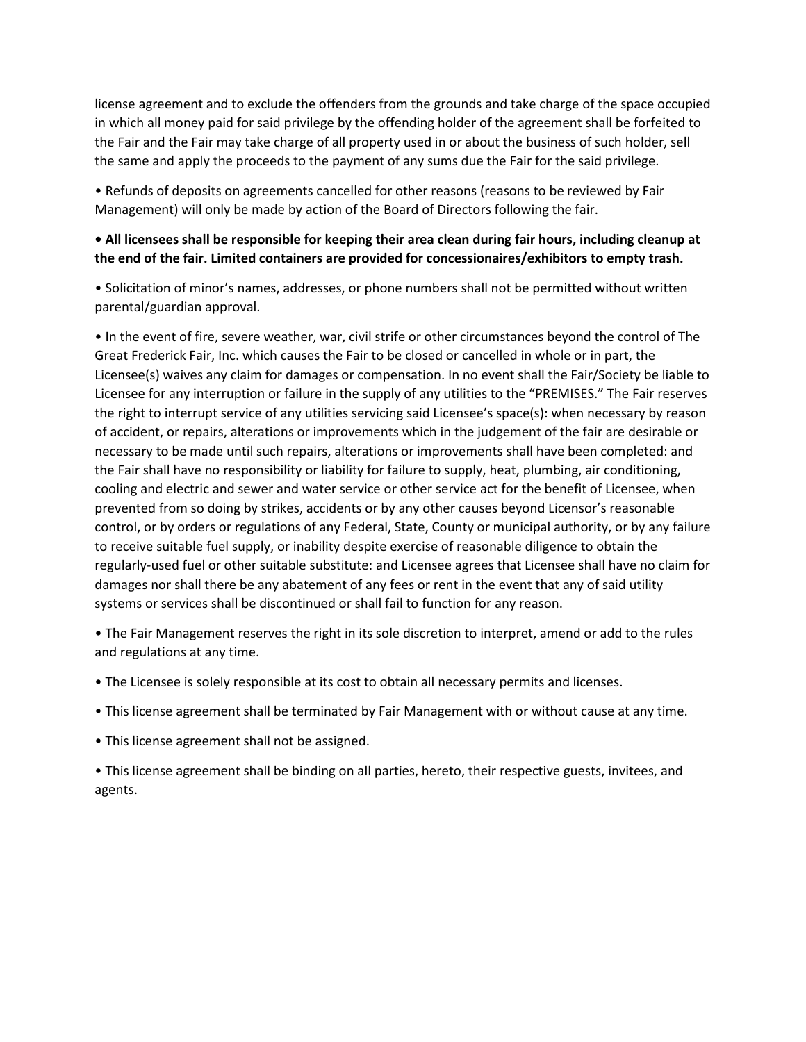license agreement and to exclude the offenders from the grounds and take charge of the space occupied in which all money paid for said privilege by the offending holder of the agreement shall be forfeited to the Fair and the Fair may take charge of all property used in or about the business of such holder, sell the same and apply the proceeds to the payment of any sums due the Fair for the said privilege.

• Refunds of deposits on agreements cancelled for other reasons (reasons to be reviewed by Fair Management) will only be made by action of the Board of Directors following the fair.

**• All licensees shall be responsible for keeping their area clean during fair hours, including cleanup at the end of the fair. Limited containers are provided for concessionaires/exhibitors to empty trash.**

• Solicitation of minor's names, addresses, or phone numbers shall not be permitted without written parental/guardian approval.

• In the event of fire, severe weather, war, civil strife or other circumstances beyond the control of The Great Frederick Fair, Inc. which causes the Fair to be closed or cancelled in whole or in part, the Licensee(s) waives any claim for damages or compensation. In no event shall the Fair/Society be liable to Licensee for any interruption or failure in the supply of any utilities to the "PREMISES." The Fair reserves the right to interrupt service of any utilities servicing said Licensee's space(s): when necessary by reason of accident, or repairs, alterations or improvements which in the judgement of the fair are desirable or necessary to be made until such repairs, alterations or improvements shall have been completed: and the Fair shall have no responsibility or liability for failure to supply, heat, plumbing, air conditioning, cooling and electric and sewer and water service or other service act for the benefit of Licensee, when prevented from so doing by strikes, accidents or by any other causes beyond Licensor's reasonable control, or by orders or regulations of any Federal, State, County or municipal authority, or by any failure to receive suitable fuel supply, or inability despite exercise of reasonable diligence to obtain the regularly-used fuel or other suitable substitute: and Licensee agrees that Licensee shall have no claim for damages nor shall there be any abatement of any fees or rent in the event that any of said utility systems or services shall be discontinued or shall fail to function for any reason.

• The Fair Management reserves the right in its sole discretion to interpret, amend or add to the rules and regulations at any time.

• The Licensee is solely responsible at its cost to obtain all necessary permits and licenses.

• This license agreement shall be terminated by Fair Management with or without cause at any time.

• This license agreement shall not be assigned.

• This license agreement shall be binding on all parties, hereto, their respective guests, invitees, and agents.